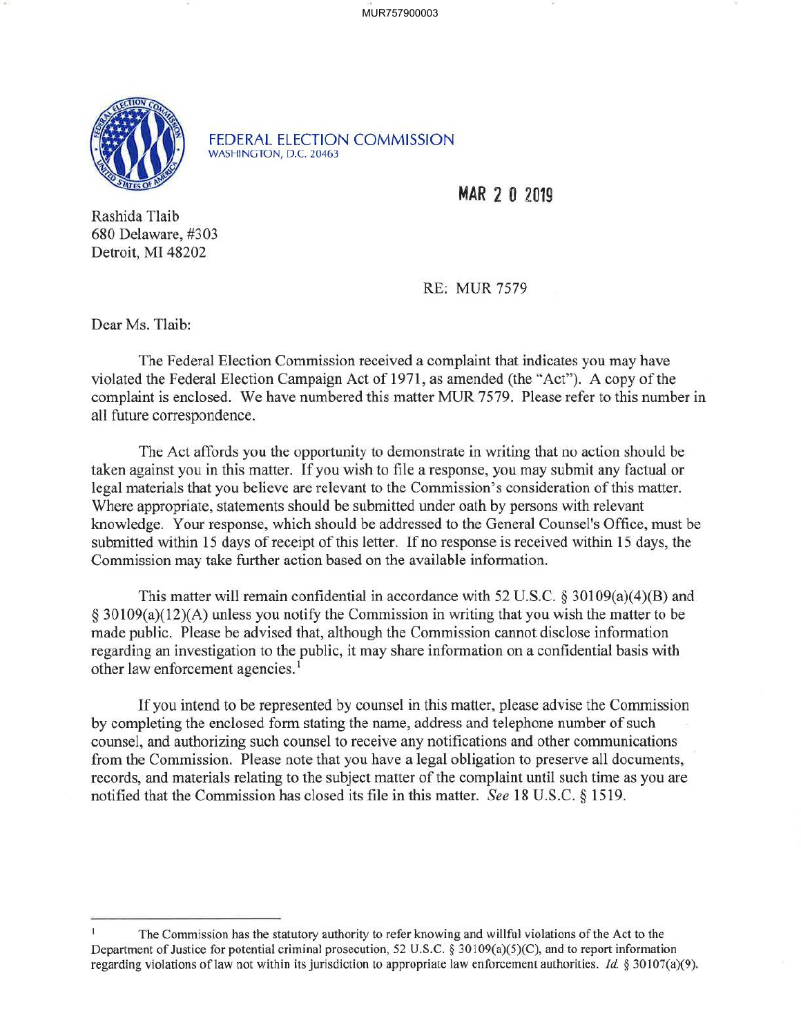MUR757900003

**FEDERAL ELECTION COMMISSION**
WASHINGTON, D.C. 20463

MAR 2 0 2019

Rashida Tlaib
680 Delaware, #303
Detroit, MI 48202

RE: MUR 7579

Dear Ms. Tlaib:

The Federal Election Commission received a complaint that indicates you may have violated the Federal Election Campaign Act of 1971, as amended (the "Act"). A copy of the complaint is enclosed. We have numbered this matter MUR 7579. Please refer to this number in all future correspondence.

The Act affords you the opportunity to demonstrate in writing that no action should be taken against you in this matter. If you wish to file a response, you may submit any factual or legal materials that you believe are relevant to the Commission's consideration of this matter. Where appropriate, statements should be submitted under oath by persons with relevant knowledge. Your response, which should be addressed to the General Counsel's Office, must be submitted within 15 days of receipt of this letter. If no response is received within 15 days, the Commission may take further action based on the available information.

This matter will remain confidential in accordance with 52 U.S.C. § 30109(a)(4)(B) and § 30109(a)(12)(A) unless you notify the Commission in writing that you wish the matter to be made public. Please be advised that, although the Commission cannot disclose information regarding an investigation to the public, it may share information on a confidential basis with other law enforcement agencies.[1]

If you intend to be represented by counsel in this matter, please advise the Commission by completing the enclosed form stating the name, address and telephone number of such counsel, and authorizing such counsel to receive any notifications and other communications from the Commission. Please note that you have a legal obligation to preserve all documents, records, and materials relating to the subject matter of the complaint until such time as you are notified that the Commission has closed its file in this matter. *See* 18 U.S.C. § 1519.

---

[1] The Commission has the statutory authority to refer knowing and willful violations of the Act to the Department of Justice for potential criminal prosecution, 52 U.S.C. § 30109(a)(5)(C), and to report information regarding violations of law not within its jurisdiction to appropriate law enforcement authorities. *Id.* § 30107(a)(9).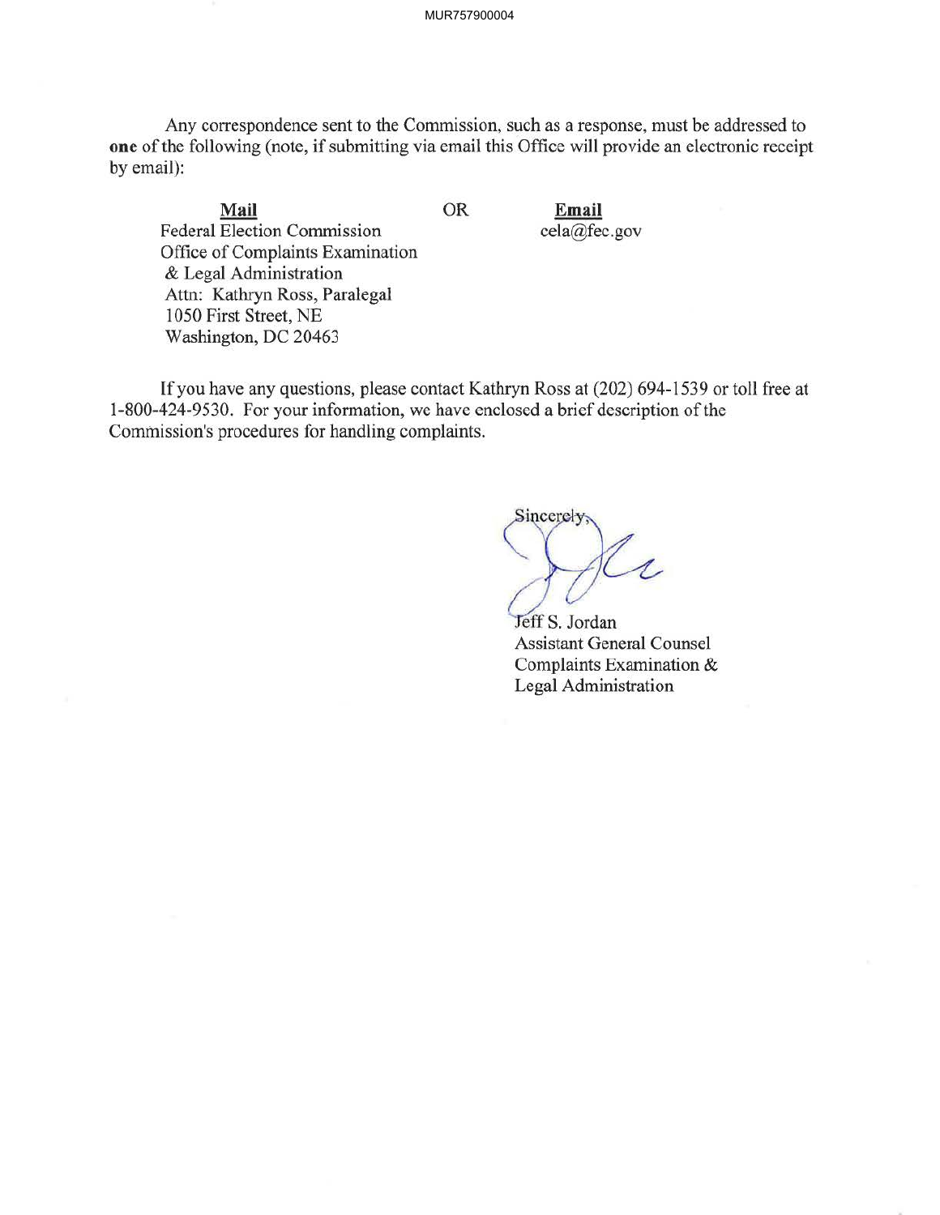Any correspondence sent to the Commission, such as a response, must be addressed to **one** of the following (note, if submitting via email this Office will provide an electronic receipt by email):

| **Mail** | OR | **Email** |
|---|---|---|
| Federal Election Commission<br>Office of Complaints Examination<br>& Legal Administration<br>Attn: Kathryn Ross, Paralegal<br>1050 First Street, NE<br>Washington, DC 20463 | | cela@fec.gov |

If you have any questions, please contact Kathryn Ross at (202) 694-1539 or toll free at 1-800-424-9530. For your information, we have enclosed a brief description of the Commission's procedures for handling complaints.

Sincerely,

Jeff S. Jordan
Assistant General Counsel
Complaints Examination &
Legal Administration